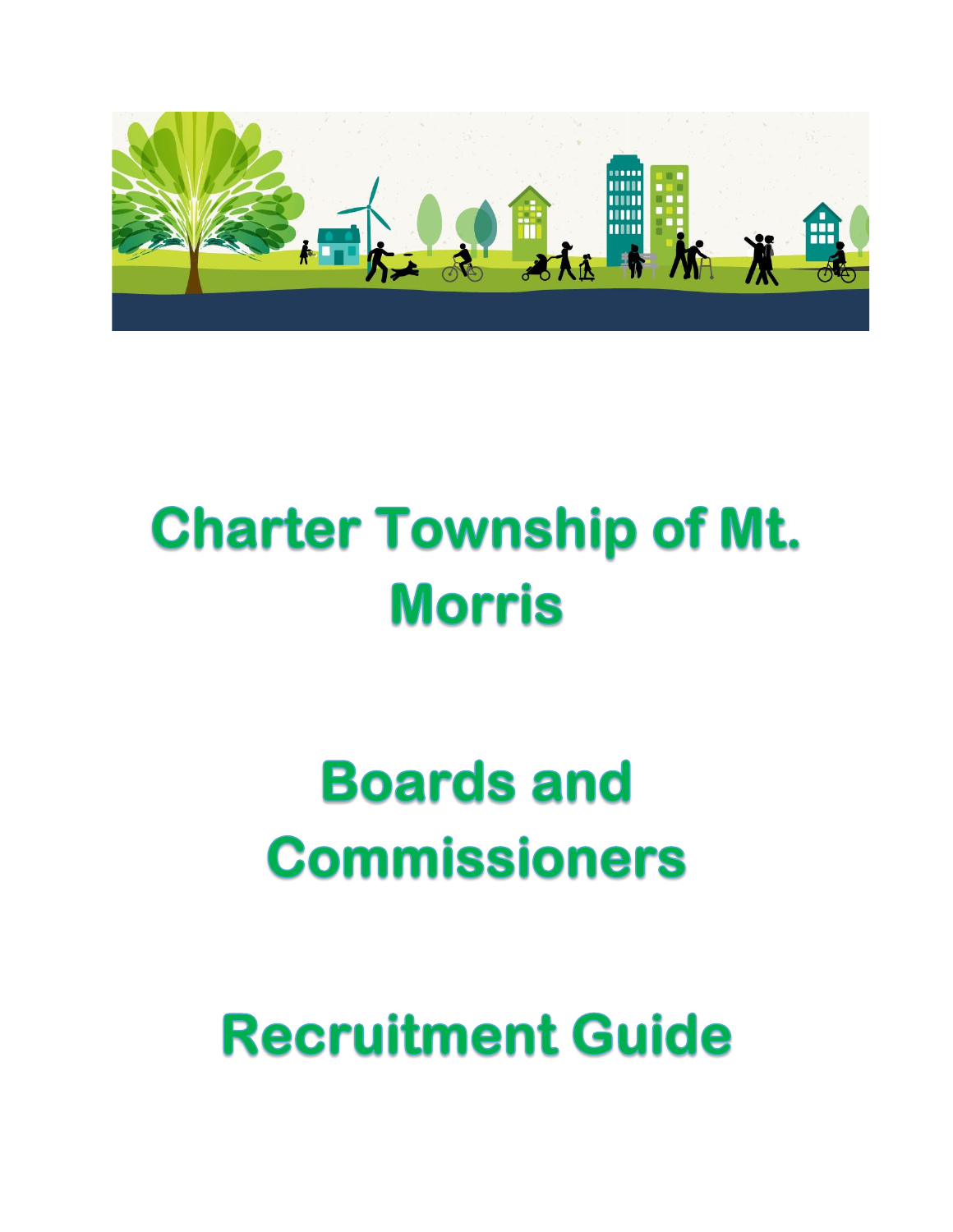# Charter Township of Mt. Morris

# Boards and Commissioners

# Recruitment Guide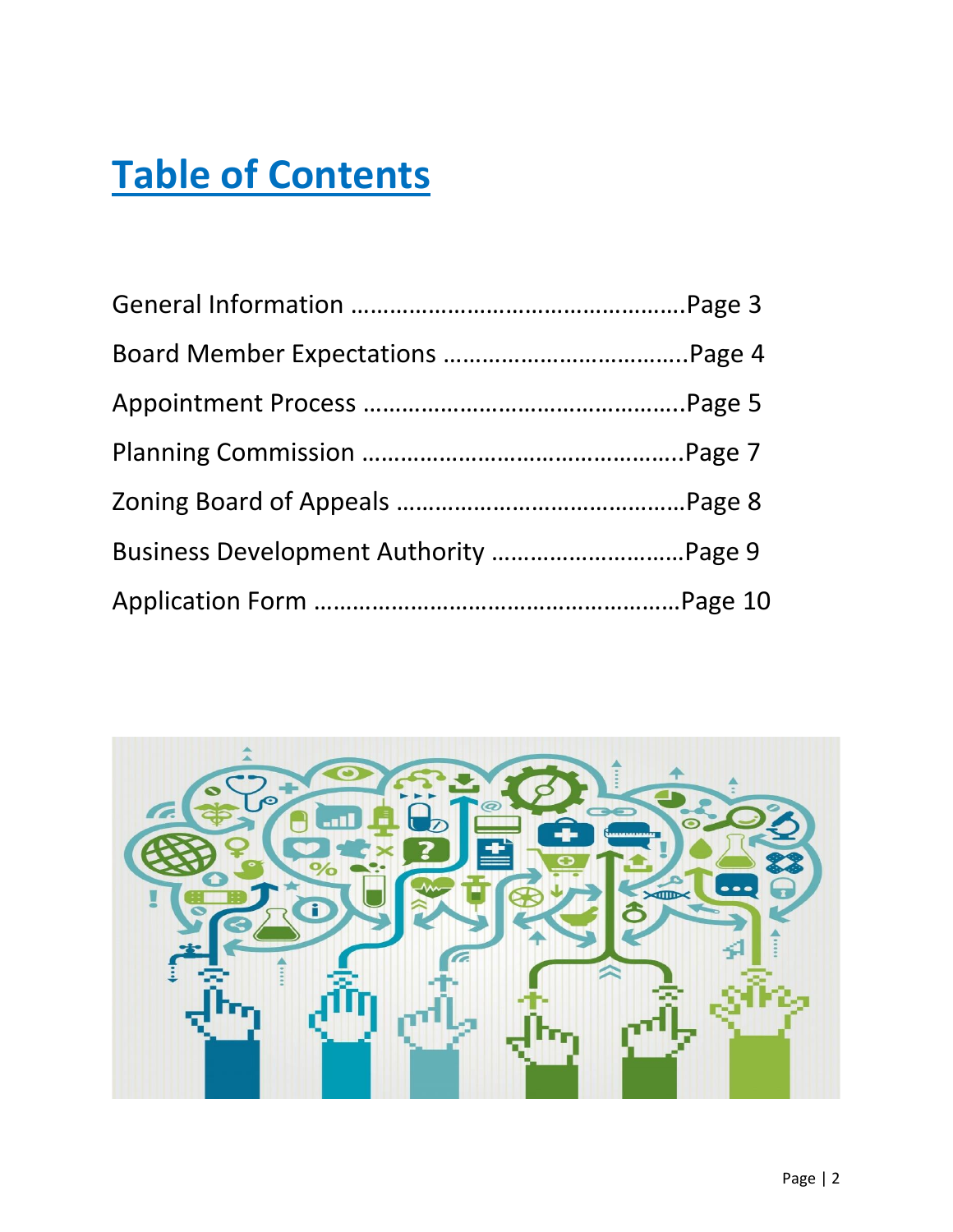# Table of Contents

General Information ……………………………………………Page 3

Board Member Expectations ………………………………Page 4

Appointment Process …………………………………………Page 5

Planning Commission …………………………………………Page 7

Zoning Board of Appeals ……………………………………Page 8

Business Development Authority ………………………Page 9

Application Form …………………………………………………Page 10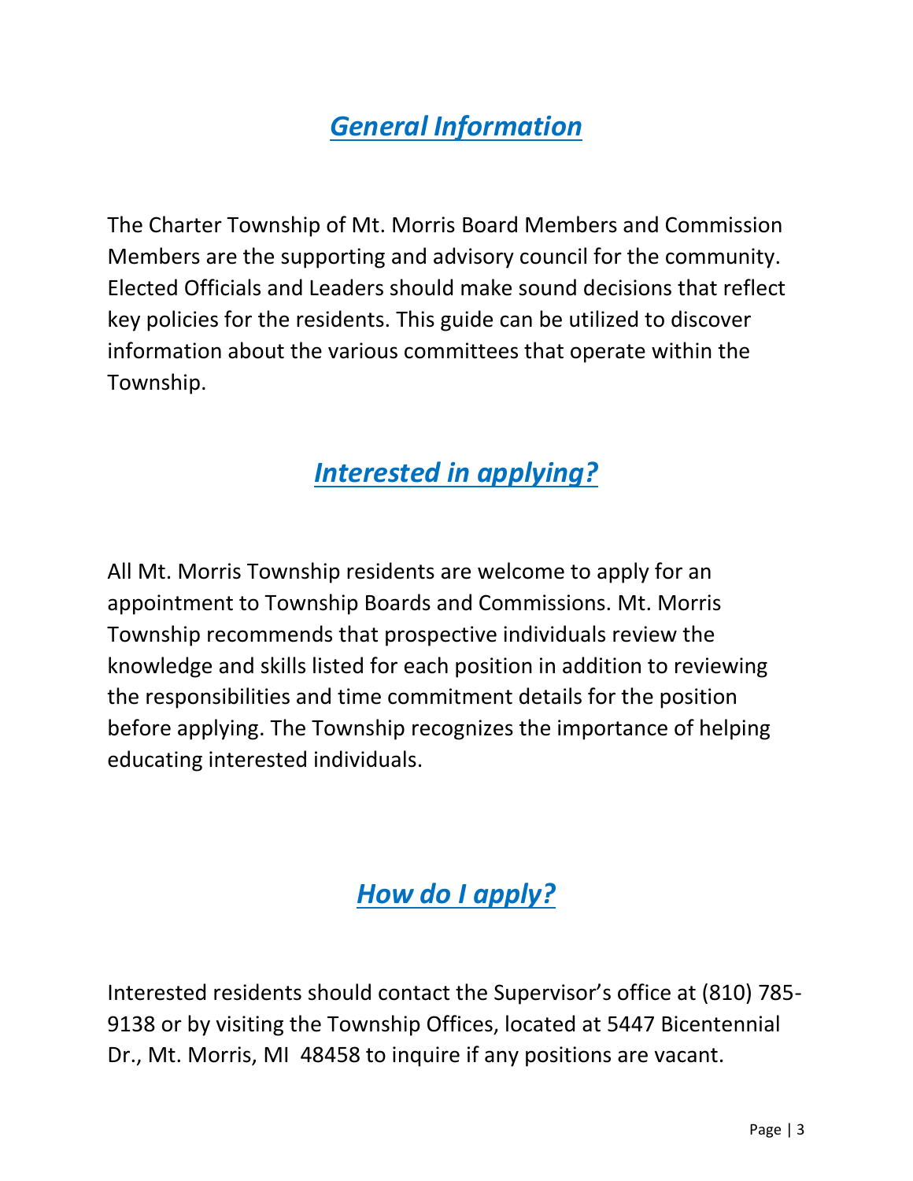## *General Information*

The Charter Township of Mt. Morris Board Members and Commission Members are the supporting and advisory council for the community. Elected Officials and Leaders should make sound decisions that reflect key policies for the residents. This guide can be utilized to discover information about the various committees that operate within the Township.

## *Interested in applying?*

All Mt. Morris Township residents are welcome to apply for an appointment to Township Boards and Commissions. Mt. Morris Township recommends that prospective individuals review the knowledge and skills listed for each position in addition to reviewing the responsibilities and time commitment details for the position before applying. The Township recognizes the importance of helping educating interested individuals.

## *How do I apply?*

Interested residents should contact the Supervisor's office at (810) 785-9138 or by visiting the Township Offices, located at 5447 Bicentennial Dr., Mt. Morris, MI 48458 to inquire if any positions are vacant.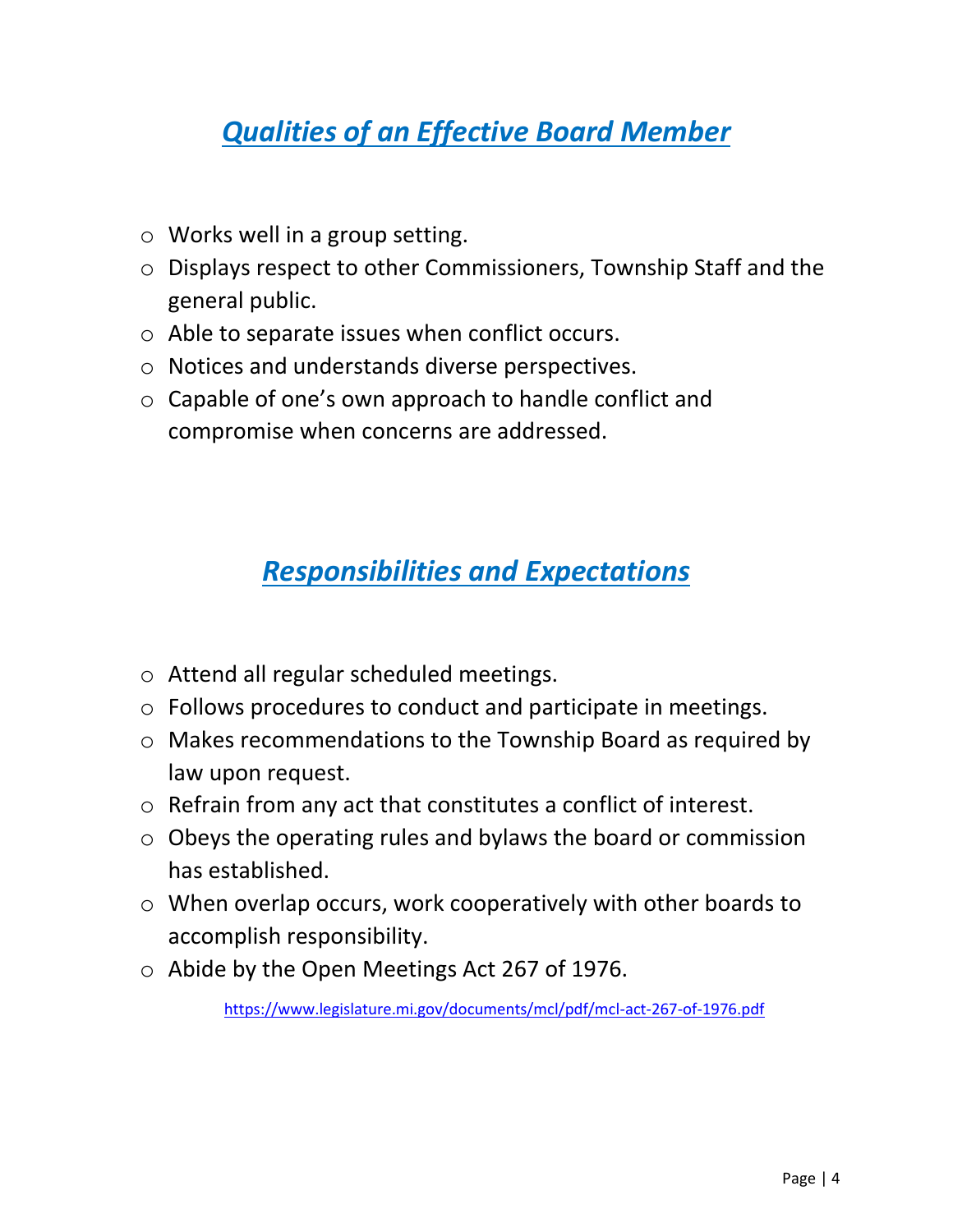## ***Qualities of an Effective Board Member***

- Works well in a group setting.
- Displays respect to other Commissioners, Township Staff and the general public.
- Able to separate issues when conflict occurs.
- Notices and understands diverse perspectives.
- Capable of one's own approach to handle conflict and compromise when concerns are addressed.

## ***Responsibilities and Expectations***

- Attend all regular scheduled meetings.
- Follows procedures to conduct and participate in meetings.
- Makes recommendations to the Township Board as required by law upon request.
- Refrain from any act that constitutes a conflict of interest.
- Obeys the operating rules and bylaws the board or commission has established.
- When overlap occurs, work cooperatively with other boards to accomplish responsibility.
- Abide by the Open Meetings Act 267 of 1976.

https://www.legislature.mi.gov/documents/mcl/pdf/mcl-act-267-of-1976.pdf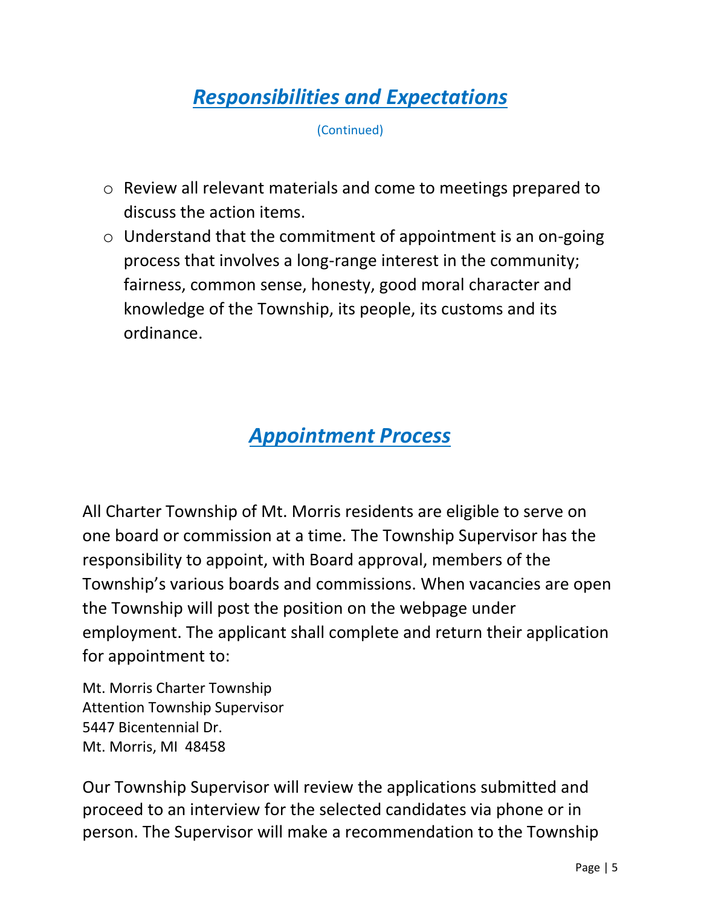## ***Responsibilities and Expectations***

(Continued)

- Review all relevant materials and come to meetings prepared to discuss the action items.
- Understand that the commitment of appointment is an on-going process that involves a long-range interest in the community; fairness, common sense, honesty, good moral character and knowledge of the Township, its people, its customs and its ordinance.

## ***Appointment Process***

All Charter Township of Mt. Morris residents are eligible to serve on one board or commission at a time. The Township Supervisor has the responsibility to appoint, with Board approval, members of the Township's various boards and commissions. When vacancies are open the Township will post the position on the webpage under employment. The applicant shall complete and return their application for appointment to:

Mt. Morris Charter Township
Attention Township Supervisor
5447 Bicentennial Dr.
Mt. Morris, MI 48458

Our Township Supervisor will review the applications submitted and proceed to an interview for the selected candidates via phone or in person. The Supervisor will make a recommendation to the Township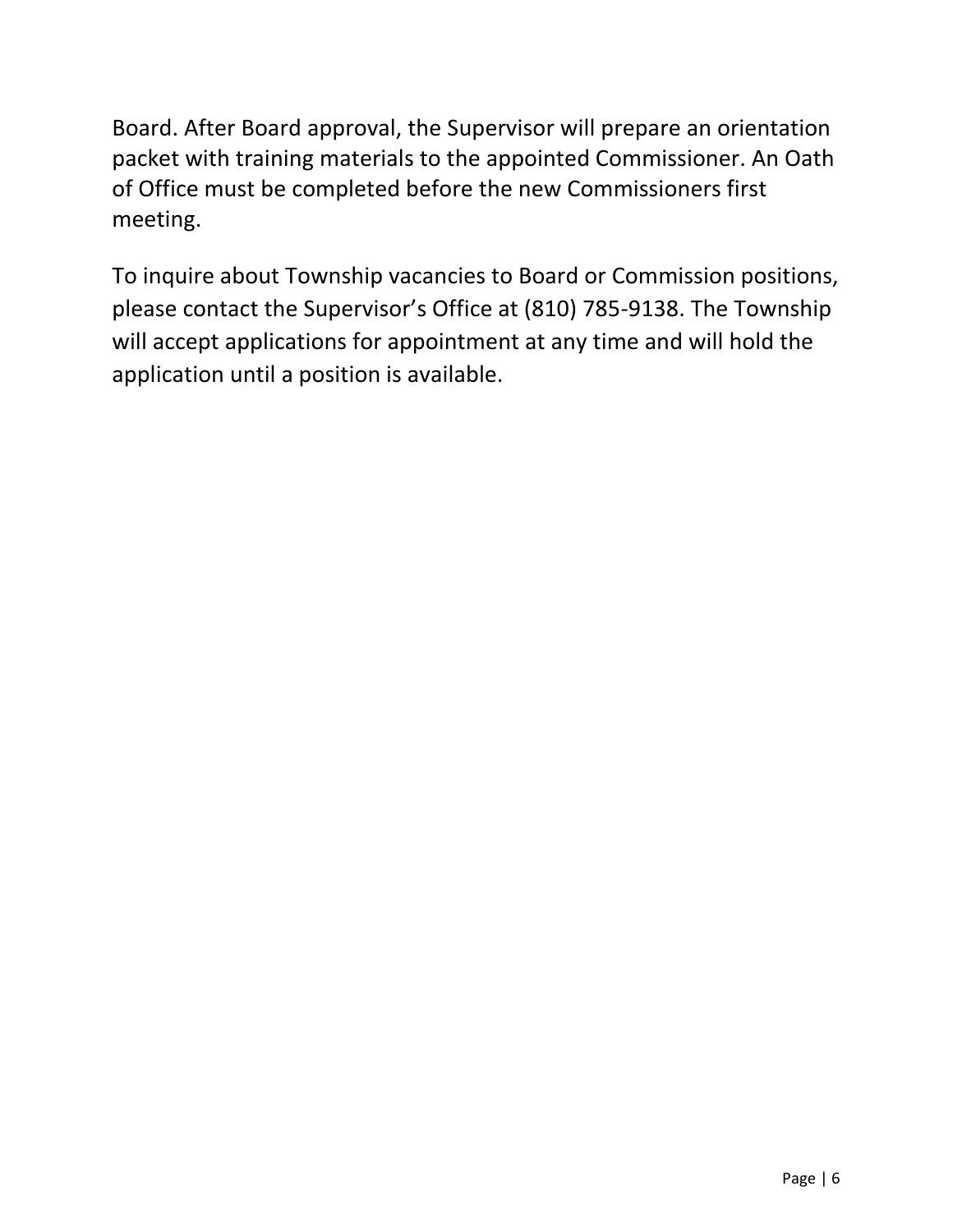Board. After Board approval, the Supervisor will prepare an orientation packet with training materials to the appointed Commissioner. An Oath of Office must be completed before the new Commissioners first meeting.

To inquire about Township vacancies to Board or Commission positions, please contact the Supervisor's Office at (810) 785-9138. The Township will accept applications for appointment at any time and will hold the application until a position is available.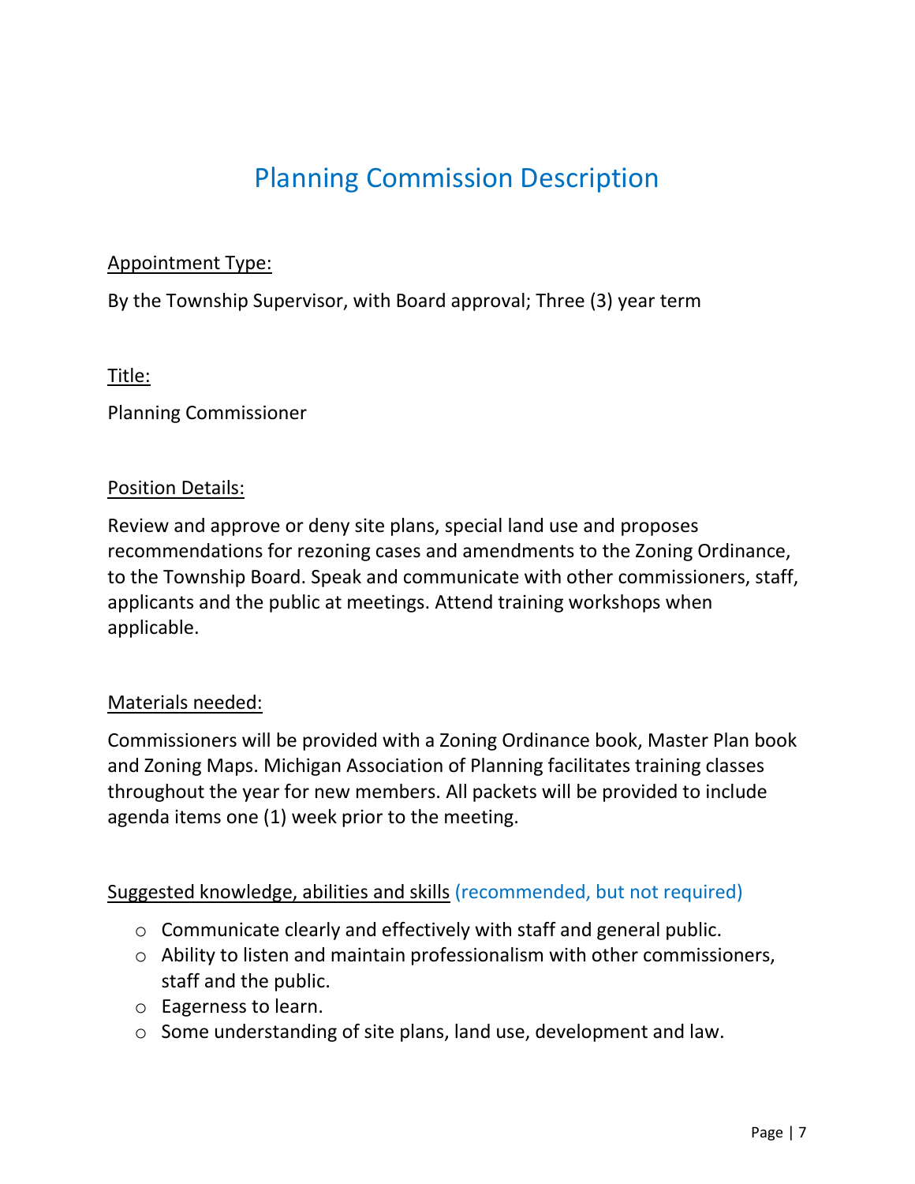# Planning Commission Description

Appointment Type:

By the Township Supervisor, with Board approval; Three (3) year term

Title:

Planning Commissioner

Position Details:

Review and approve or deny site plans, special land use and proposes recommendations for rezoning cases and amendments to the Zoning Ordinance, to the Township Board. Speak and communicate with other commissioners, staff, applicants and the public at meetings. Attend training workshops when applicable.

Materials needed:

Commissioners will be provided with a Zoning Ordinance book, Master Plan book and Zoning Maps. Michigan Association of Planning facilitates training classes throughout the year for new members. All packets will be provided to include agenda items one (1) week prior to the meeting.

Suggested knowledge, abilities and skills (recommended, but not required)

- Communicate clearly and effectively with staff and general public.
- Ability to listen and maintain professionalism with other commissioners, staff and the public.
- Eagerness to learn.
- Some understanding of site plans, land use, development and law.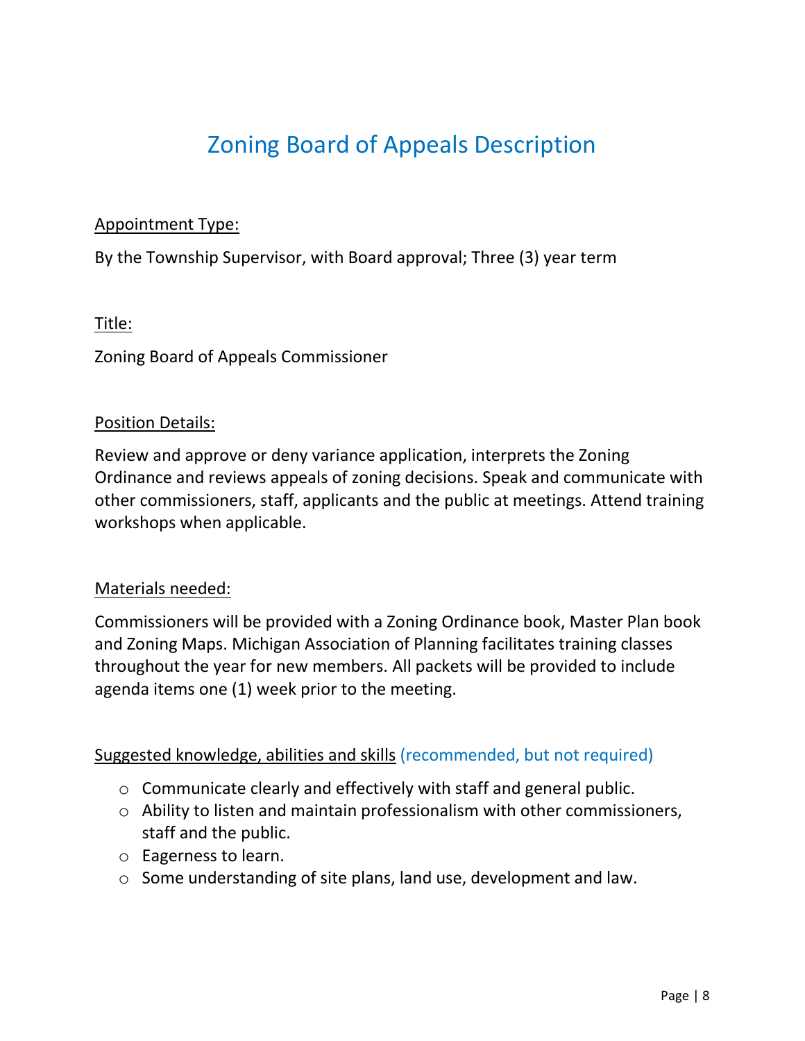# Zoning Board of Appeals Description

Appointment Type:

By the Township Supervisor, with Board approval; Three (3) year term

Title:

Zoning Board of Appeals Commissioner

Position Details:

Review and approve or deny variance application, interprets the Zoning Ordinance and reviews appeals of zoning decisions. Speak and communicate with other commissioners, staff, applicants and the public at meetings. Attend training workshops when applicable.

Materials needed:

Commissioners will be provided with a Zoning Ordinance book, Master Plan book and Zoning Maps. Michigan Association of Planning facilitates training classes throughout the year for new members. All packets will be provided to include agenda items one (1) week prior to the meeting.

Suggested knowledge, abilities and skills (recommended, but not required)

- Communicate clearly and effectively with staff and general public.
- Ability to listen and maintain professionalism with other commissioners, staff and the public.
- Eagerness to learn.
- Some understanding of site plans, land use, development and law.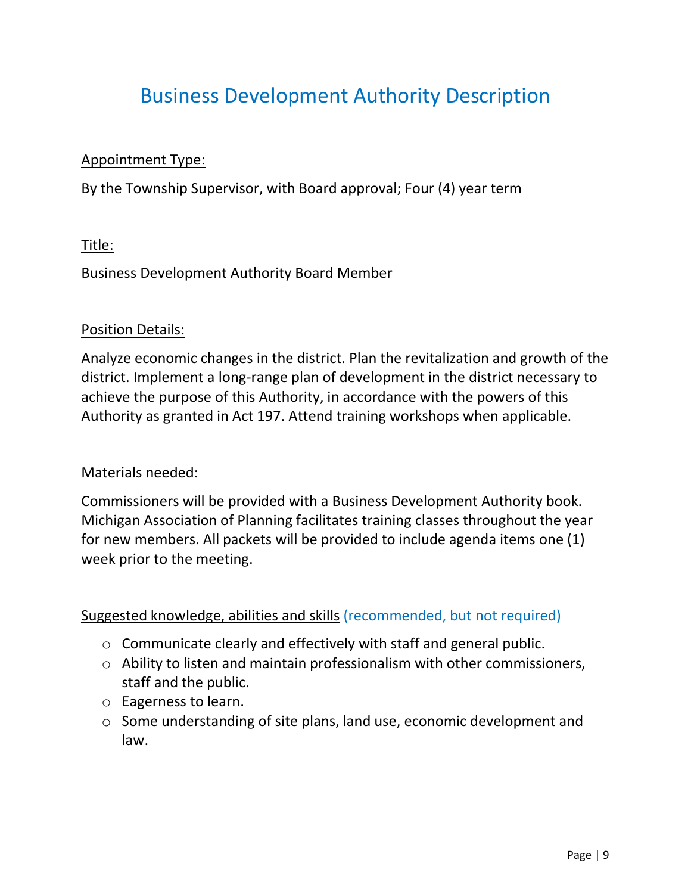# Business Development Authority Description

<u>Appointment Type:</u>

By the Township Supervisor, with Board approval; Four (4) year term

<u>Title:</u>

Business Development Authority Board Member

<u>Position Details:</u>

Analyze economic changes in the district. Plan the revitalization and growth of the district. Implement a long-range plan of development in the district necessary to achieve the purpose of this Authority, in accordance with the powers of this Authority as granted in Act 197. Attend training workshops when applicable.

<u>Materials needed:</u>

Commissioners will be provided with a Business Development Authority book. Michigan Association of Planning facilitates training classes throughout the year for new members. All packets will be provided to include agenda items one (1) week prior to the meeting.

<u>Suggested knowledge, abilities and skills</u> (recommended, but not required)

- Communicate clearly and effectively with staff and general public.
- Ability to listen and maintain professionalism with other commissioners, staff and the public.
- Eagerness to learn.
- Some understanding of site plans, land use, economic development and law.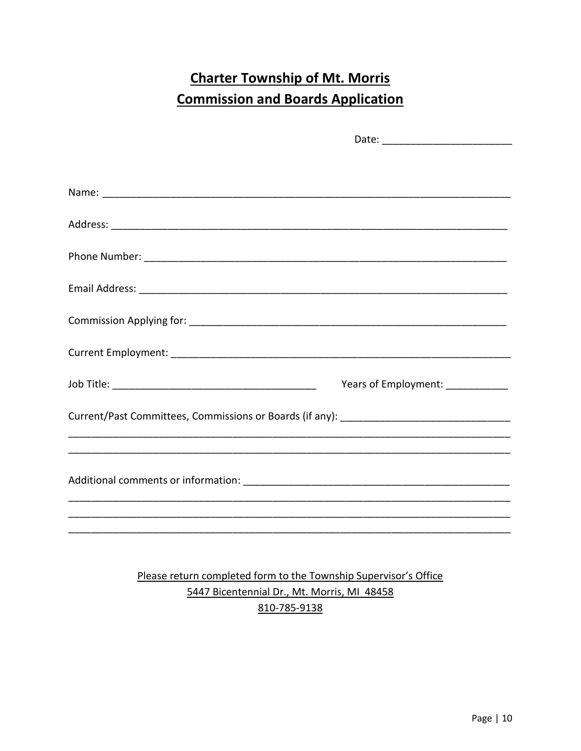# Charter Township of Mt. Morris

## Commission and Boards Application

Date: _______________________

Name: ___________________________________________________________________________

Address: _________________________________________________________________________

Phone Number: ____________________________________________________________________

Email Address: _____________________________________________________________________

Commission Applying for: ____________________________________________________________

Current Employment: _________________________________________________________________

Job Title: ____________________________________ Years of Employment: ___________

Current/Past Committees, Commissions or Boards (if any): ______________________________

_________________________________________________________________________________

_________________________________________________________________________________

Additional comments or information: _________________________________________________

_________________________________________________________________________________

_________________________________________________________________________________

_________________________________________________________________________________

Please return completed form to the Township Supervisor's Office
5447 Bicentennial Dr., Mt. Morris, MI 48458
810-785-9138